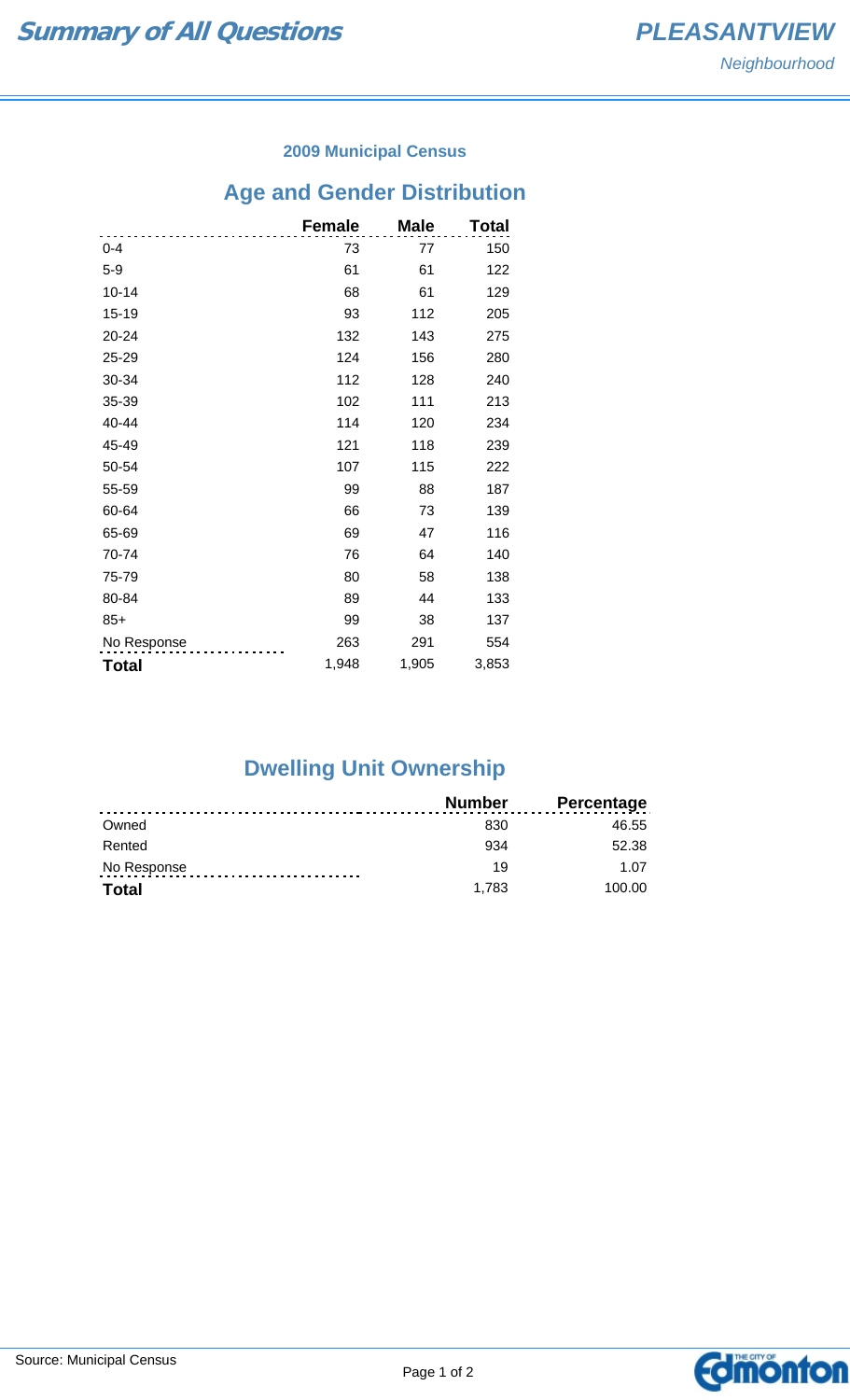# Summary of All Questions

## PLEASANTVIEW

*Neighbourhood*

### 2009 Municipal Census

## Age and Gender Distribution

| | Female | Male | Total |
|---|---|---|---|
| 0-4 | 73 | 77 | 150 |
| 5-9 | 61 | 61 | 122 |
| 10-14 | 68 | 61 | 129 |
| 15-19 | 93 | 112 | 205 |
| 20-24 | 132 | 143 | 275 |
| 25-29 | 124 | 156 | 280 |
| 30-34 | 112 | 128 | 240 |
| 35-39 | 102 | 111 | 213 |
| 40-44 | 114 | 120 | 234 |
| 45-49 | 121 | 118 | 239 |
| 50-54 | 107 | 115 | 222 |
| 55-59 | 99 | 88 | 187 |
| 60-64 | 66 | 73 | 139 |
| 65-69 | 69 | 47 | 116 |
| 70-74 | 76 | 64 | 140 |
| 75-79 | 80 | 58 | 138 |
| 80-84 | 89 | 44 | 133 |
| 85+ | 99 | 38 | 137 |
| No Response | 263 | 291 | 554 |
| **Total** | 1,948 | 1,905 | 3,853 |

## Dwelling Unit Ownership

| | Number | Percentage |
|---|---|---|
| Owned | 830 | 46.55 |
| Rented | 934 | 52.38 |
| No Response | 19 | 1.07 |
| **Total** | 1,783 | 100.00 |

Source: Municipal Census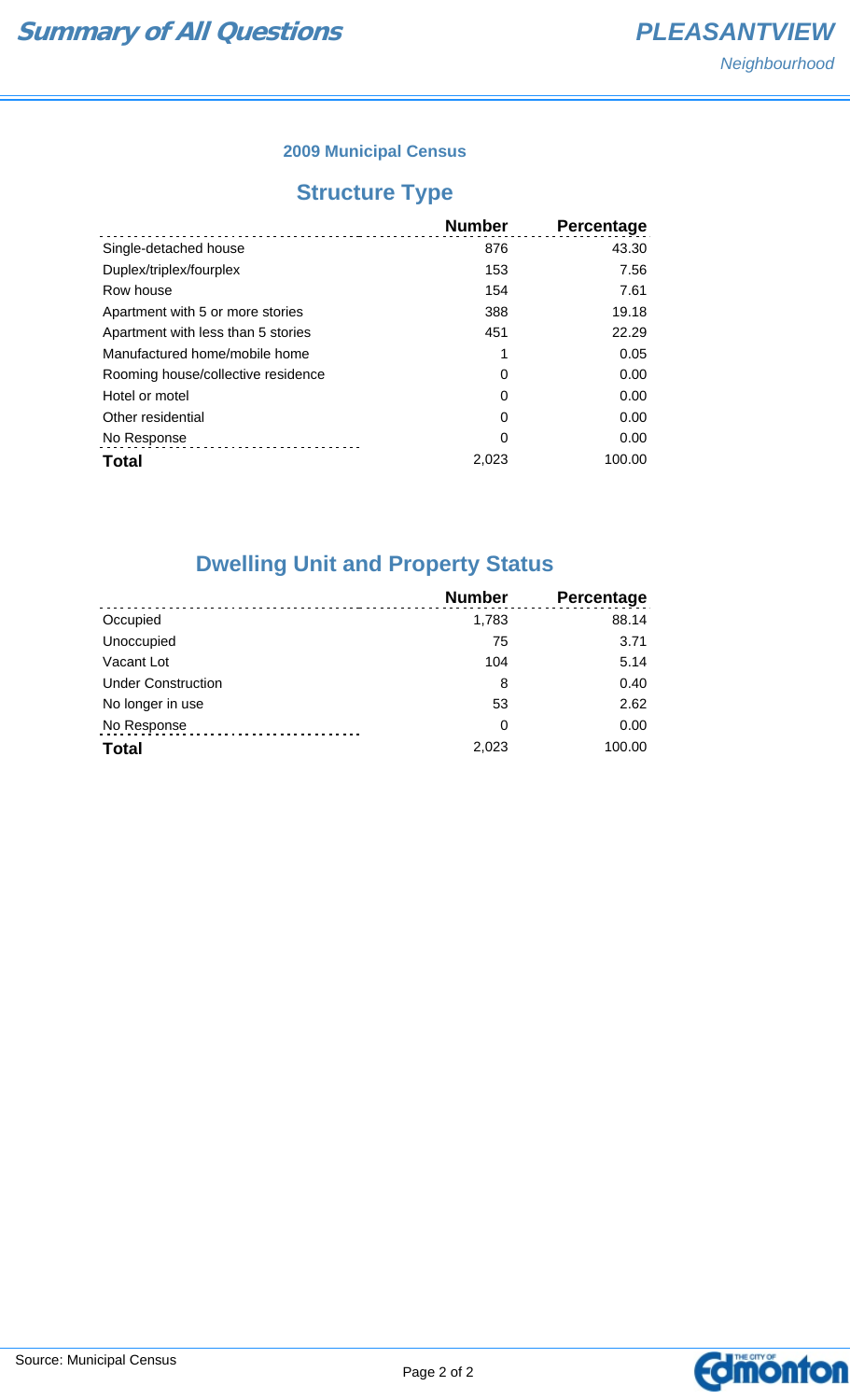# Summary of All Questions

**PLEASANTVIEW**
*Neighbourhood*

### 2009 Municipal Census

## Structure Type

| | Number | Percentage |
|---|---|---|
| Single-detached house | 876 | 43.30 |
| Duplex/triplex/fourplex | 153 | 7.56 |
| Row house | 154 | 7.61 |
| Apartment with 5 or more stories | 388 | 19.18 |
| Apartment with less than 5 stories | 451 | 22.29 |
| Manufactured home/mobile home | 1 | 0.05 |
| Rooming house/collective residence | 0 | 0.00 |
| Hotel or motel | 0 | 0.00 |
| Other residential | 0 | 0.00 |
| No Response | 0 | 0.00 |
| **Total** | 2,023 | 100.00 |

## Dwelling Unit and Property Status

| | Number | Percentage |
|---|---|---|
| Occupied | 1,783 | 88.14 |
| Unoccupied | 75 | 3.71 |
| Vacant Lot | 104 | 5.14 |
| Under Construction | 8 | 0.40 |
| No longer in use | 53 | 2.62 |
| No Response | 0 | 0.00 |
| **Total** | 2,023 | 100.00 |

Source: Municipal Census